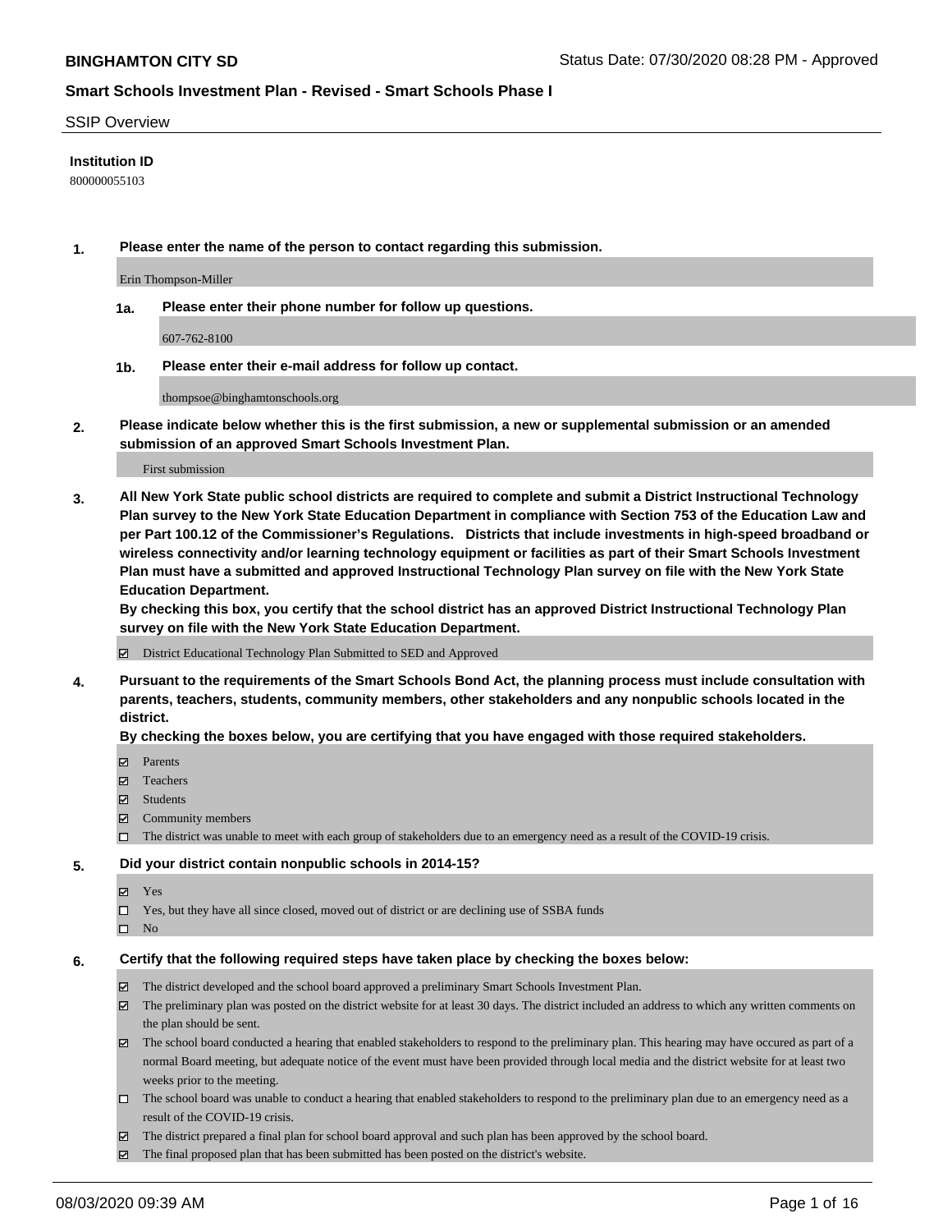**BINGHAMTON CITY SD** Status Date: 07/30/2020 08:28 PM - Approved

**Smart Schools Investment Plan - Revised - Smart Schools Phase I**

SSIP Overview

**Institution ID**

800000055103

**1. Please enter the name of the person to contact regarding this submission.**

Erin Thompson-Miller

**1a. Please enter their phone number for follow up questions.**

607-762-8100

**1b. Please enter their e-mail address for follow up contact.**

thompsoe@binghamtonschools.org

**2. Please indicate below whether this is the first submission, a new or supplemental submission or an amended submission of an approved Smart Schools Investment Plan.**

First submission

**3. All New York State public school districts are required to complete and submit a District Instructional Technology Plan survey to the New York State Education Department in compliance with Section 753 of the Education Law and per Part 100.12 of the Commissioner's Regulations. Districts that include investments in high-speed broadband or wireless connectivity and/or learning technology equipment or facilities as part of their Smart Schools Investment Plan must have a submitted and approved Instructional Technology Plan survey on file with the New York State Education Department.**
**By checking this box, you certify that the school district has an approved District Instructional Technology Plan survey on file with the New York State Education Department.**

- ☑ District Educational Technology Plan Submitted to SED and Approved

**4. Pursuant to the requirements of the Smart Schools Bond Act, the planning process must include consultation with parents, teachers, students, community members, other stakeholders and any nonpublic schools located in the district.**
**By checking the boxes below, you are certifying that you have engaged with those required stakeholders.**

- ☑ Parents
- ☑ Teachers
- ☑ Students
- ☑ Community members
- ☐ The district was unable to meet with each group of stakeholders due to an emergency need as a result of the COVID-19 crisis.

**5. Did your district contain nonpublic schools in 2014-15?**

- ☑ Yes
- ☐ Yes, but they have all since closed, moved out of district or are declining use of SSBA funds
- ☐ No

**6. Certify that the following required steps have taken place by checking the boxes below:**

- ☑ The district developed and the school board approved a preliminary Smart Schools Investment Plan.
- ☑ The preliminary plan was posted on the district website for at least 30 days. The district included an address to which any written comments on the plan should be sent.
- ☑ The school board conducted a hearing that enabled stakeholders to respond to the preliminary plan. This hearing may have occured as part of a normal Board meeting, but adequate notice of the event must have been provided through local media and the district website for at least two weeks prior to the meeting.
- ☐ The school board was unable to conduct a hearing that enabled stakeholders to respond to the preliminary plan due to an emergency need as a result of the COVID-19 crisis.
- ☑ The district prepared a final plan for school board approval and such plan has been approved by the school board.
- ☑ The final proposed plan that has been submitted has been posted on the district's website.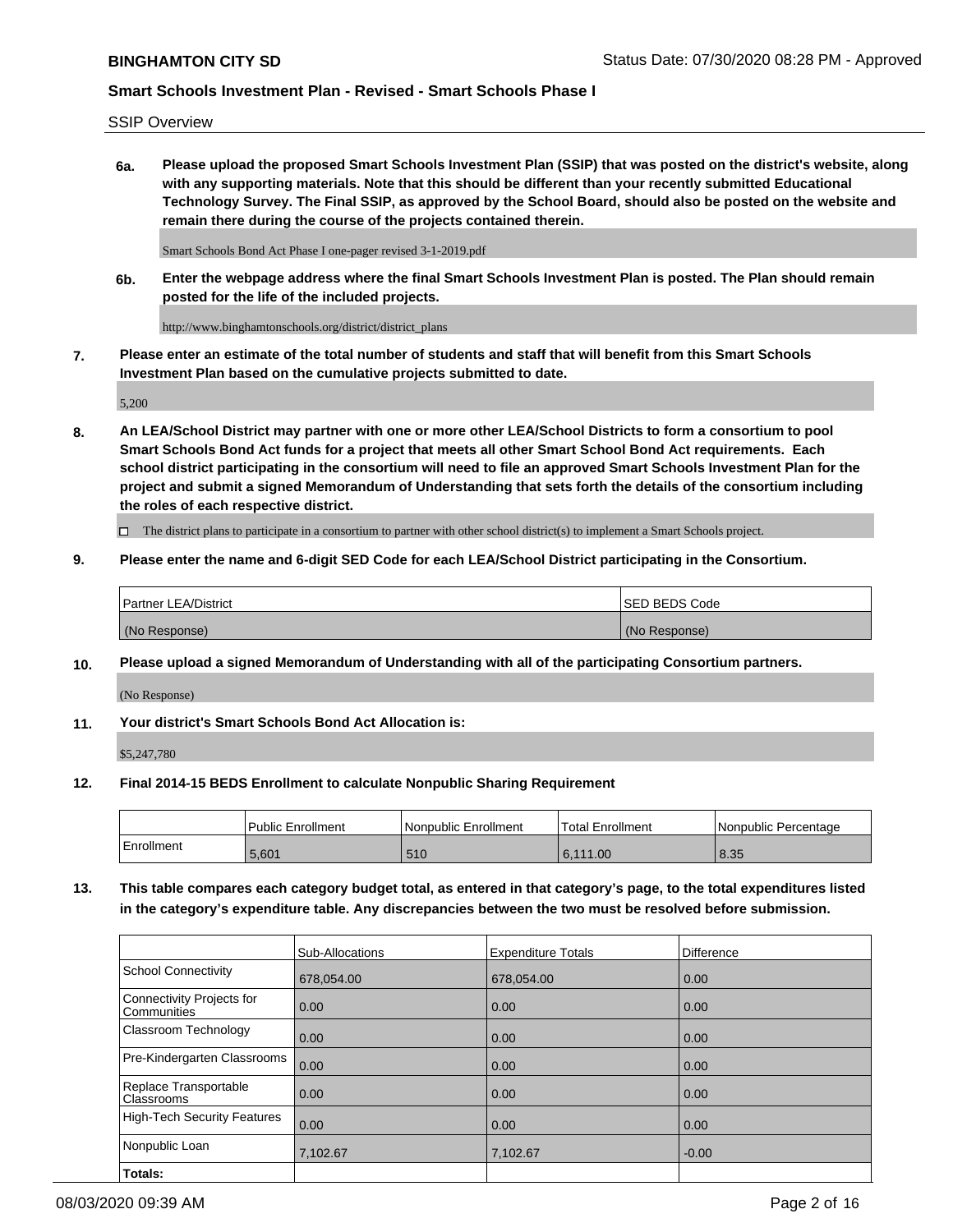SSIP Overview

**6a. Please upload the proposed Smart Schools Investment Plan (SSIP) that was posted on the district's website, along with any supporting materials. Note that this should be different than your recently submitted Educational Technology Survey. The Final SSIP, as approved by the School Board, should also be posted on the website and remain there during the course of the projects contained therein.**

Smart Schools Bond Act Phase I one-pager revised 3-1-2019.pdf

**6b. Enter the webpage address where the final Smart Schools Investment Plan is posted. The Plan should remain posted for the life of the included projects.**

http://www.binghamtonschools.org/district/district_plans

**7. Please enter an estimate of the total number of students and staff that will benefit from this Smart Schools Investment Plan based on the cumulative projects submitted to date.**

5,200

**8. An LEA/School District may partner with one or more other LEA/School Districts to form a consortium to pool Smart Schools Bond Act funds for a project that meets all other Smart School Bond Act requirements. Each school district participating in the consortium will need to file an approved Smart Schools Investment Plan for the project and submit a signed Memorandum of Understanding that sets forth the details of the consortium including the roles of each respective district.**

☐ The district plans to participate in a consortium to partner with other school district(s) to implement a Smart Schools project.

**9. Please enter the name and 6-digit SED Code for each LEA/School District participating in the Consortium.**

| Partner LEA/District | SED BEDS Code |
|---|---|
| (No Response) | (No Response) |

**10. Please upload a signed Memorandum of Understanding with all of the participating Consortium partners.**

(No Response)

**11. Your district's Smart Schools Bond Act Allocation is:**

$5,247,780

**12. Final 2014-15 BEDS Enrollment to calculate Nonpublic Sharing Requirement**

| | Public Enrollment | Nonpublic Enrollment | Total Enrollment | Nonpublic Percentage |
|---|---|---|---|---|
| Enrollment | 5,601 | 510 | 6,111.00 | 8.35 |

**13. This table compares each category budget total, as entered in that category's page, to the total expenditures listed in the category's expenditure table. Any discrepancies between the two must be resolved before submission.**

| | Sub-Allocations | Expenditure Totals | Difference |
|---|---|---|---|
| School Connectivity | 678,054.00 | 678,054.00 | 0.00 |
| Connectivity Projects for Communities | 0.00 | 0.00 | 0.00 |
| Classroom Technology | 0.00 | 0.00 | 0.00 |
| Pre-Kindergarten Classrooms | 0.00 | 0.00 | 0.00 |
| Replace Transportable Classrooms | 0.00 | 0.00 | 0.00 |
| High-Tech Security Features | 0.00 | 0.00 | 0.00 |
| Nonpublic Loan | 7,102.67 | 7,102.67 | -0.00 |
| **Totals:** | | | |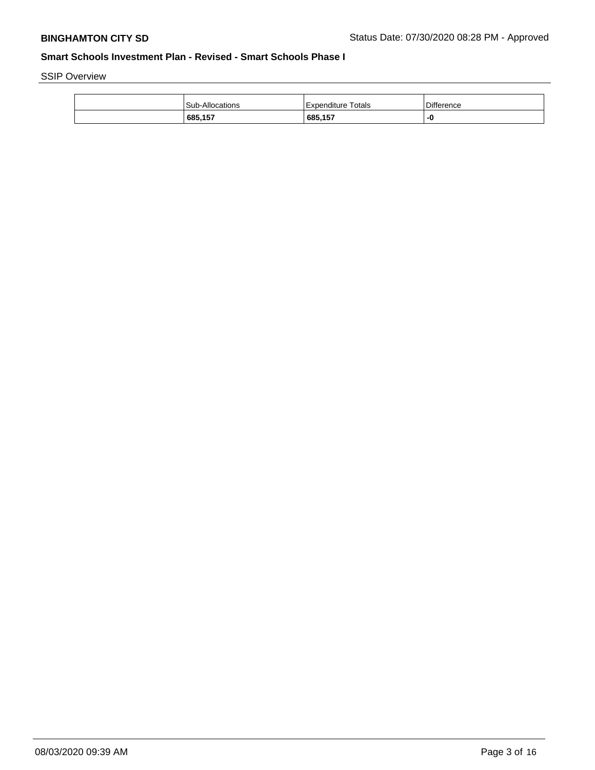SSIP Overview

| | Sub-Allocations | Expenditure Totals | Difference |
|---|---|---|---|
| | **685,157** | **685,157** | **-0** |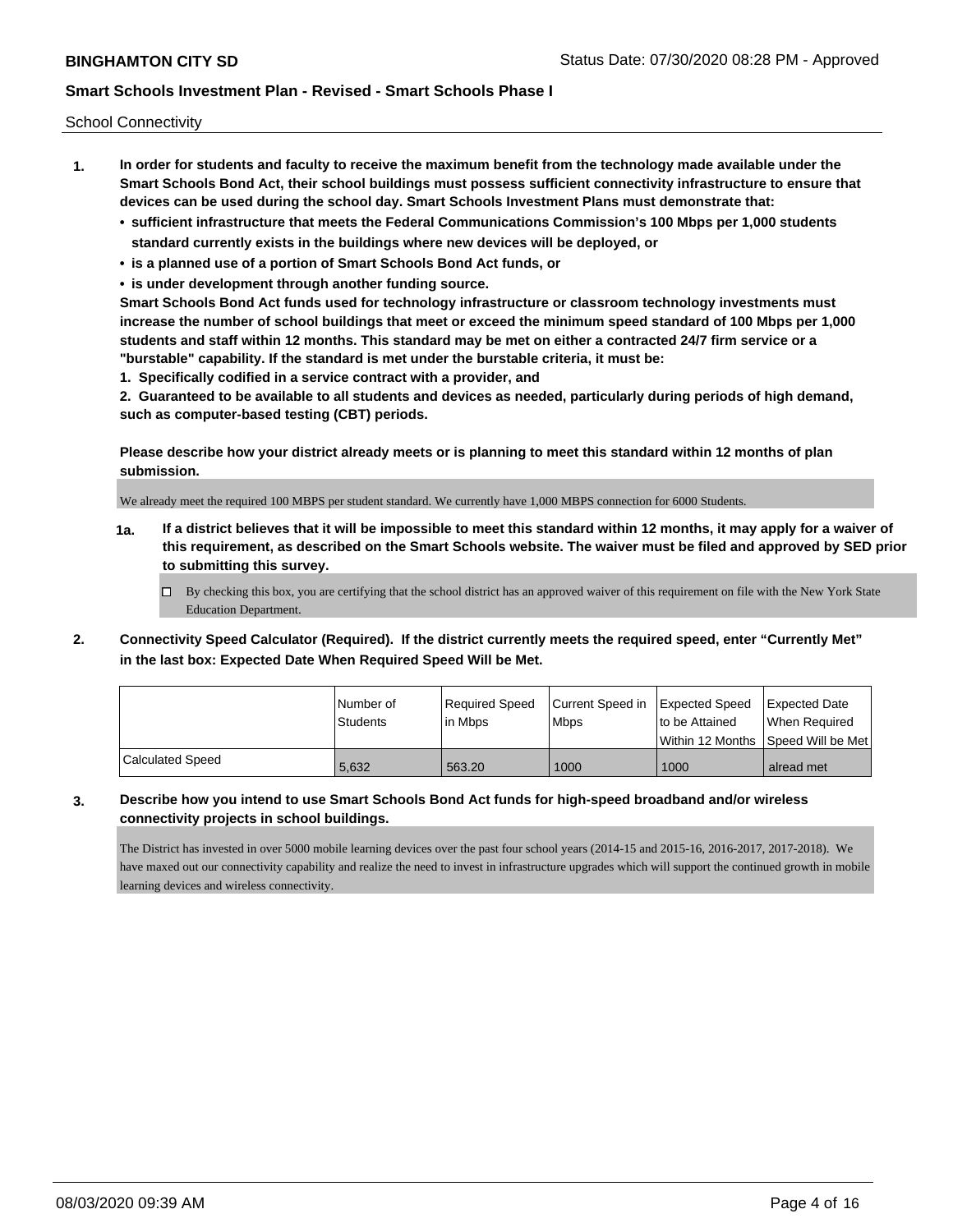**BINGHAMTON CITY SD** Status Date: 07/30/2020 08:28 PM - Approved

**Smart Schools Investment Plan - Revised - Smart Schools Phase I**

School Connectivity

1. **In order for students and faculty to receive the maximum benefit from the technology made available under the Smart Schools Bond Act, their school buildings must possess sufficient connectivity infrastructure to ensure that devices can be used during the school day. Smart Schools Investment Plans must demonstrate that:**
   - **sufficient infrastructure that meets the Federal Communications Commission's 100 Mbps per 1,000 students standard currently exists in the buildings where new devices will be deployed, or**
   - **is a planned use of a portion of Smart Schools Bond Act funds, or**
   - **is under development through another funding source.**

   **Smart Schools Bond Act funds used for technology infrastructure or classroom technology investments must increase the number of school buildings that meet or exceed the minimum speed standard of 100 Mbps per 1,000 students and staff within 12 months. This standard may be met on either a contracted 24/7 firm service or a "burstable" capability. If the standard is met under the burstable criteria, it must be:**

   **1. Specifically codified in a service contract with a provider, and**

   **2. Guaranteed to be available to all students and devices as needed, particularly during periods of high demand, such as computer-based testing (CBT) periods.**

   **Please describe how your district already meets or is planning to meet this standard within 12 months of plan submission.**

   We already meet the required 100 MBPS per student standard. We currently have 1,000 MBPS connection for 6000 Students.

   **1a. If a district believes that it will be impossible to meet this standard within 12 months, it may apply for a waiver of this requirement, as described on the Smart Schools website. The waiver must be filed and approved by SED prior to submitting this survey.**

   ☐ By checking this box, you are certifying that the school district has an approved waiver of this requirement on file with the New York State Education Department.

2. **Connectivity Speed Calculator (Required). If the district currently meets the required speed, enter "Currently Met" in the last box: Expected Date When Required Speed Will be Met.**

| | Number of Students | Required Speed in Mbps | Current Speed in Mbps | Expected Speed to be Attained Within 12 Months | Expected Date When Required Speed Will be Met |
|---|---|---|---|---|---|
| Calculated Speed | 5,632 | 563.20 | 1000 | 1000 | alread met |

3. **Describe how you intend to use Smart Schools Bond Act funds for high-speed broadband and/or wireless connectivity projects in school buildings.**

   The District has invested in over 5000 mobile learning devices over the past four school years (2014-15 and 2015-16, 2016-2017, 2017-2018). We have maxed out our connectivity capability and realize the need to invest in infrastructure upgrades which will support the continued growth in mobile learning devices and wireless connectivity.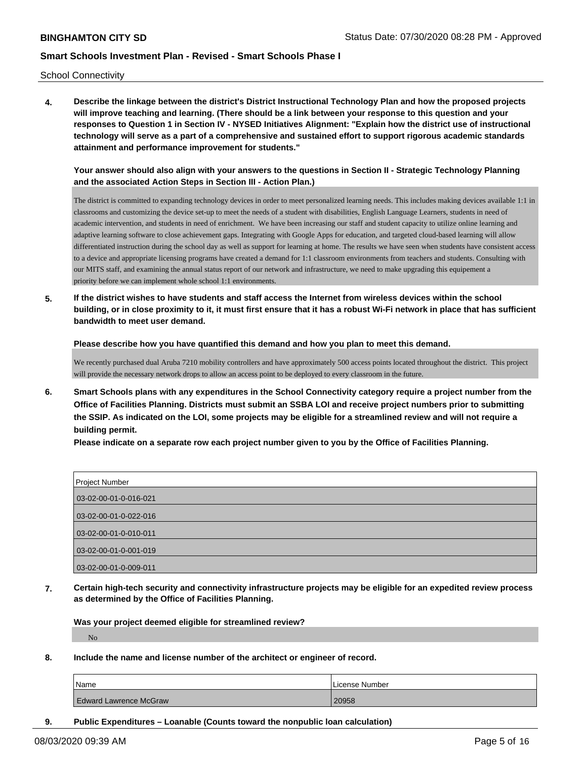School Connectivity

**4. Describe the linkage between the district's District Instructional Technology Plan and how the proposed projects will improve teaching and learning. (There should be a link between your response to this question and your responses to Question 1 in Section IV - NYSED Initiatives Alignment: "Explain how the district use of instructional technology will serve as a part of a comprehensive and sustained effort to support rigorous academic standards attainment and performance improvement for students."**

**Your answer should also align with your answers to the questions in Section II - Strategic Technology Planning and the associated Action Steps in Section III - Action Plan.)**

The district is committed to expanding technology devices in order to meet personalized learning needs. This includes making devices available 1:1 in classrooms and customizing the device set-up to meet the needs of a student with disabilities, English Language Learners, students in need of academic intervention, and students in need of enrichment. We have been increasing our staff and student capacity to utilize online learning and adaptive learning software to close achievement gaps. Integrating with Google Apps for education, and targeted cloud-based learning will allow differentiated instruction during the school day as well as support for learning at home. The results we have seen when students have consistent access to a device and appropriate licensing programs have created a demand for 1:1 classroom environments from teachers and students. Consulting with our MITS staff, and examining the annual status report of our network and infrastructure, we need to make upgrading this equipement a priority before we can implement whole school 1:1 environments.

**5. If the district wishes to have students and staff access the Internet from wireless devices within the school building, or in close proximity to it, it must first ensure that it has a robust Wi-Fi network in place that has sufficient bandwidth to meet user demand.**

**Please describe how you have quantified this demand and how you plan to meet this demand.**

We recently purchased dual Aruba 7210 mobility controllers and have approximately 500 access points located throughout the district. This project will provide the necessary network drops to allow an access point to be deployed to every classroom in the future.

**6. Smart Schools plans with any expenditures in the School Connectivity category require a project number from the Office of Facilities Planning. Districts must submit an SSBA LOI and receive project numbers prior to submitting the SSIP. As indicated on the LOI, some projects may be eligible for a streamlined review and will not require a building permit.**
**Please indicate on a separate row each project number given to you by the Office of Facilities Planning.**

| Project Number |
|---|
| 03-02-00-01-0-016-021 |
| 03-02-00-01-0-022-016 |
| 03-02-00-01-0-010-011 |
| 03-02-00-01-0-001-019 |
| 03-02-00-01-0-009-011 |

**7. Certain high-tech security and connectivity infrastructure projects may be eligible for an expedited review process as determined by the Office of Facilities Planning.**

**Was your project deemed eligible for streamlined review?**

No

**8. Include the name and license number of the architect or engineer of record.**

| Name | License Number |
|---|---|
| Edward Lawrence McGraw | 20958 |

**9. Public Expenditures – Loanable (Counts toward the nonpublic loan calculation)**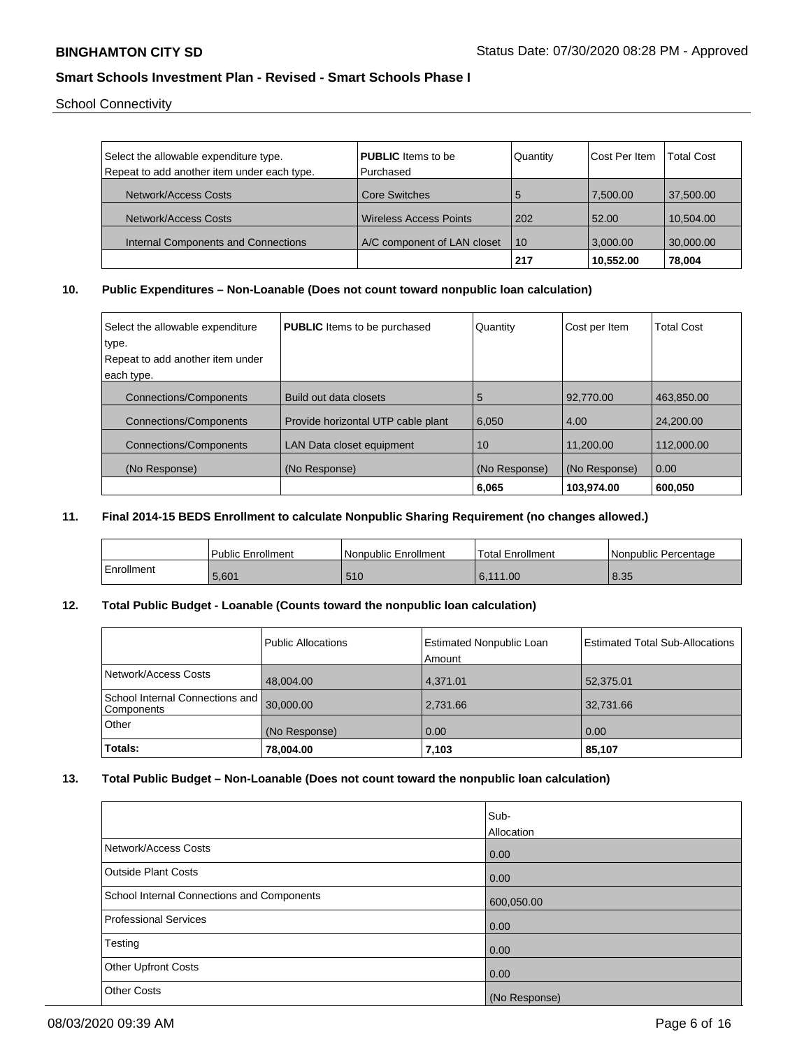School Connectivity

| Select the allowable expenditure type. Repeat to add another item under each type. | **PUBLIC** Items to be Purchased | Quantity | Cost Per Item | Total Cost |
|---|---|---|---|---|
| Network/Access Costs | Core Switches | 5 | 7,500.00 | 37,500.00 |
| Network/Access Costs | Wireless Access Points | 202 | 52.00 | 10,504.00 |
| Internal Components and Connections | A/C component of LAN closet | 10 | 3,000.00 | 30,000.00 |
| | | **217** | **10,552.00** | **78,004** |

## 10. Public Expenditures – Non-Loanable (Does not count toward nonpublic loan calculation)

| Select the allowable expenditure type. Repeat to add another item under each type. | **PUBLIC** Items to be purchased | Quantity | Cost per Item | Total Cost |
|---|---|---|---|---|
| Connections/Components | Build out data closets | 5 | 92,770.00 | 463,850.00 |
| Connections/Components | Provide horizontal UTP cable plant | 6,050 | 4.00 | 24,200.00 |
| Connections/Components | LAN Data closet equipment | 10 | 11,200.00 | 112,000.00 |
| (No Response) | (No Response) | (No Response) | (No Response) | 0.00 |
| | | **6,065** | **103,974.00** | **600,050** |

## 11. Final 2014-15 BEDS Enrollment to calculate Nonpublic Sharing Requirement (no changes allowed.)

| | Public Enrollment | Nonpublic Enrollment | Total Enrollment | Nonpublic Percentage |
|---|---|---|---|---|
| Enrollment | 5,601 | 510 | 6,111.00 | 8.35 |

## 12. Total Public Budget - Loanable (Counts toward the nonpublic loan calculation)

| | Public Allocations | Estimated Nonpublic Loan Amount | Estimated Total Sub-Allocations |
|---|---|---|---|
| Network/Access Costs | 48,004.00 | 4,371.01 | 52,375.01 |
| School Internal Connections and Components | 30,000.00 | 2,731.66 | 32,731.66 |
| Other | (No Response) | 0.00 | 0.00 |
| **Totals:** | **78,004.00** | **7,103** | **85,107** |

## 13. Total Public Budget – Non-Loanable (Does not count toward the nonpublic loan calculation)

| | Sub-Allocation |
|---|---|
| Network/Access Costs | 0.00 |
| Outside Plant Costs | 0.00 |
| School Internal Connections and Components | 600,050.00 |
| Professional Services | 0.00 |
| Testing | 0.00 |
| Other Upfront Costs | 0.00 |
| Other Costs | (No Response) |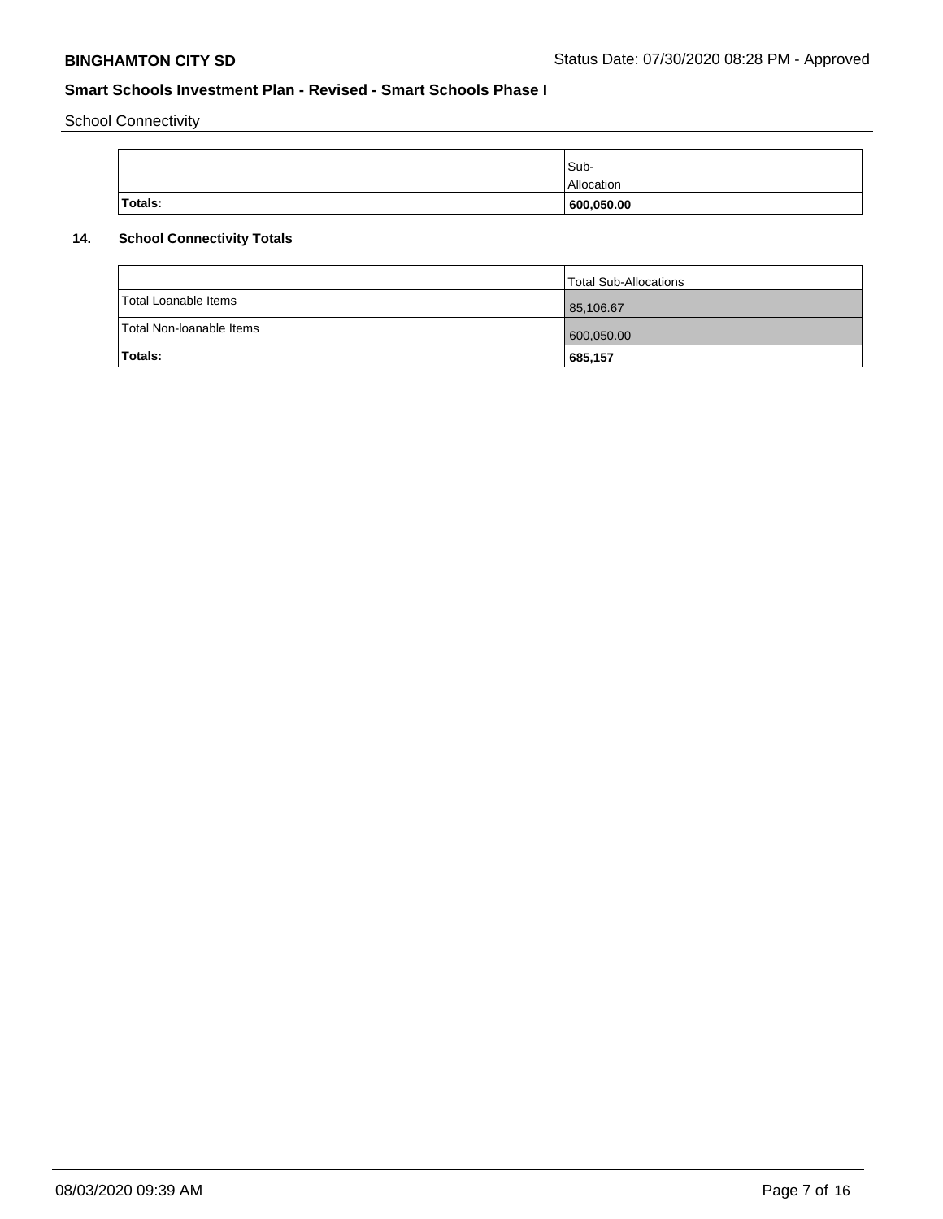School Connectivity

| | Sub-Allocation |
| --- | --- |
| **Totals:** | **600,050.00** |

## 14. School Connectivity Totals

| | Total Sub-Allocations |
| --- | --- |
| Total Loanable Items | 85,106.67 |
| Total Non-loanable Items | 600,050.00 |
| **Totals:** | **685,157** |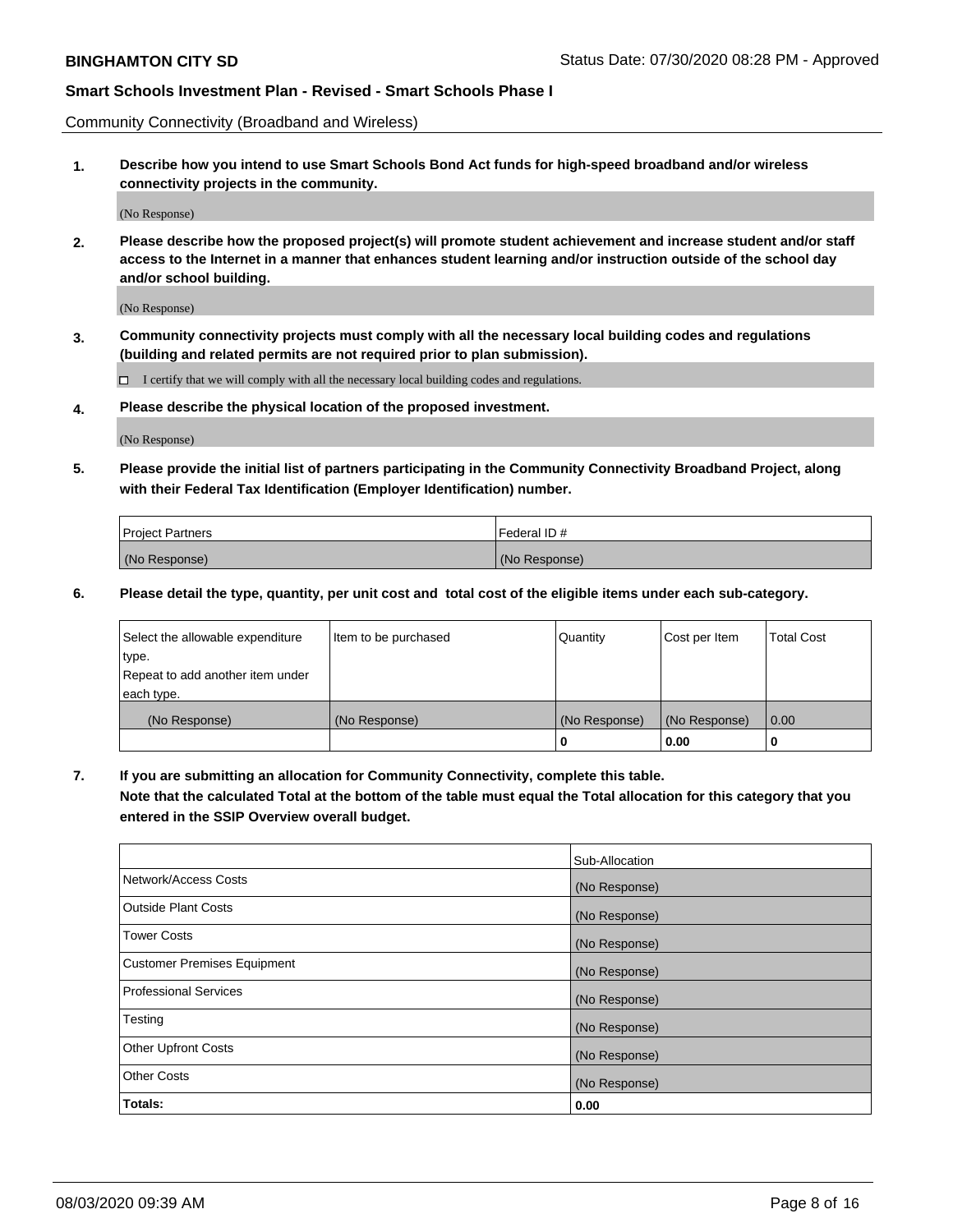## Community Connectivity (Broadband and Wireless)

**1. Describe how you intend to use Smart Schools Bond Act funds for high-speed broadband and/or wireless connectivity projects in the community.**

(No Response)

**2. Please describe how the proposed project(s) will promote student achievement and increase student and/or staff access to the Internet in a manner that enhances student learning and/or instruction outside of the school day and/or school building.**

(No Response)

**3. Community connectivity projects must comply with all the necessary local building codes and regulations (building and related permits are not required prior to plan submission).**

☐ I certify that we will comply with all the necessary local building codes and regulations.

**4. Please describe the physical location of the proposed investment.**

(No Response)

**5. Please provide the initial list of partners participating in the Community Connectivity Broadband Project, along with their Federal Tax Identification (Employer Identification) number.**

| Project Partners | Federal ID # |
|---|---|
| (No Response) | (No Response) |

**6. Please detail the type, quantity, per unit cost and total cost of the eligible items under each sub-category.**

| Select the allowable expenditure type. Repeat to add another item under each type. | Item to be purchased | Quantity | Cost per Item | Total Cost |
|---|---|---|---|---|
| (No Response) | (No Response) | (No Response) | (No Response) | 0.00 |
| | | **0** | **0.00** | **0** |

**7. If you are submitting an allocation for Community Connectivity, complete this table. Note that the calculated Total at the bottom of the table must equal the Total allocation for this category that you entered in the SSIP Overview overall budget.**

| | Sub-Allocation |
|---|---|
| Network/Access Costs | (No Response) |
| Outside Plant Costs | (No Response) |
| Tower Costs | (No Response) |
| Customer Premises Equipment | (No Response) |
| Professional Services | (No Response) |
| Testing | (No Response) |
| Other Upfront Costs | (No Response) |
| Other Costs | (No Response) |
| **Totals:** | **0.00** |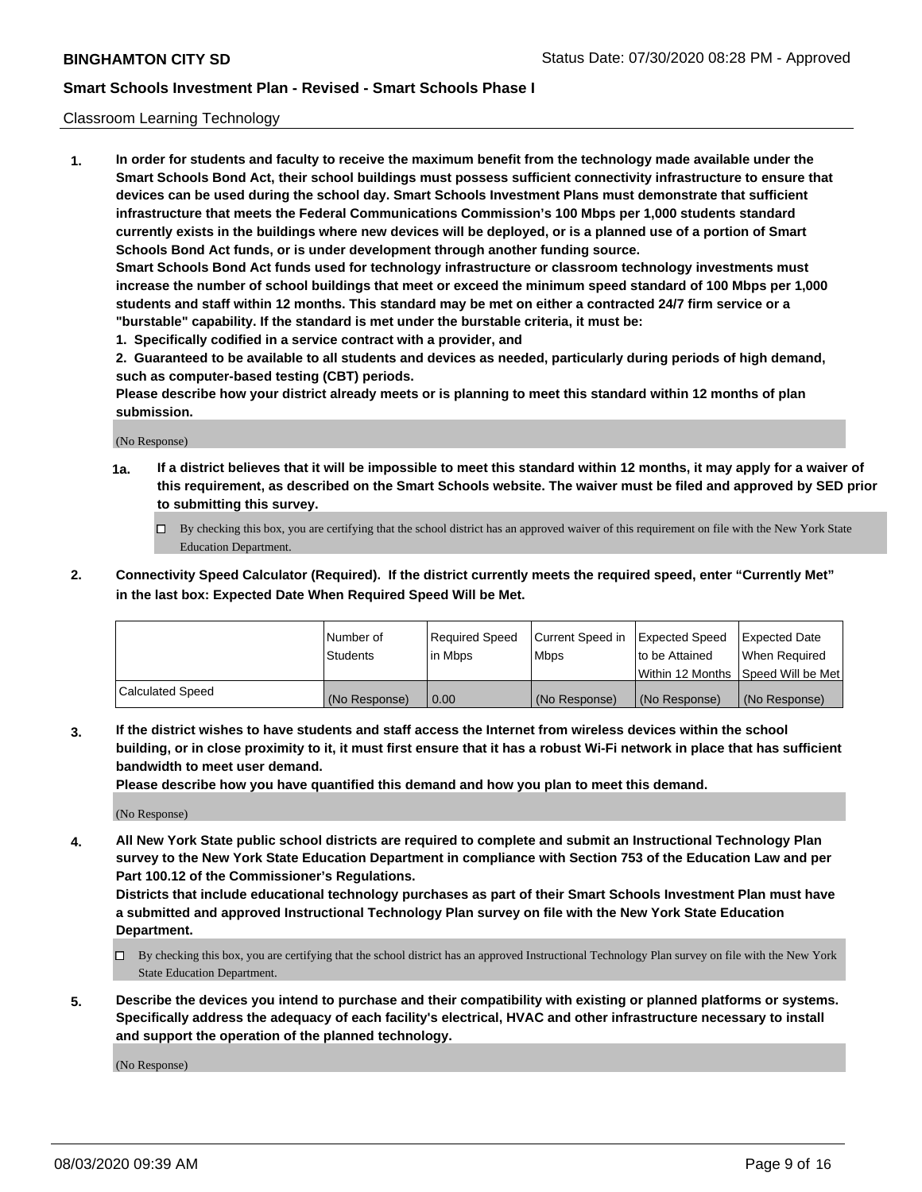Classroom Learning Technology

1. **In order for students and faculty to receive the maximum benefit from the technology made available under the Smart Schools Bond Act, their school buildings must possess sufficient connectivity infrastructure to ensure that devices can be used during the school day. Smart Schools Investment Plans must demonstrate that sufficient infrastructure that meets the Federal Communications Commission's 100 Mbps per 1,000 students standard currently exists in the buildings where new devices will be deployed, or is a planned use of a portion of Smart Schools Bond Act funds, or is under development through another funding source.**

   **Smart Schools Bond Act funds used for technology infrastructure or classroom technology investments must increase the number of school buildings that meet or exceed the minimum speed standard of 100 Mbps per 1,000 students and staff within 12 months. This standard may be met on either a contracted 24/7 firm service or a "burstable" capability. If the standard is met under the burstable criteria, it must be:**

   **1. Specifically codified in a service contract with a provider, and**

   **2. Guaranteed to be available to all students and devices as needed, particularly during periods of high demand, such as computer-based testing (CBT) periods.**

   **Please describe how your district already meets or is planning to meet this standard within 12 months of plan submission.**

   (No Response)

   **1a. If a district believes that it will be impossible to meet this standard within 12 months, it may apply for a waiver of this requirement, as described on the Smart Schools website. The waiver must be filed and approved by SED prior to submitting this survey.**

   ☐ By checking this box, you are certifying that the school district has an approved waiver of this requirement on file with the New York State Education Department.

2. **Connectivity Speed Calculator (Required). If the district currently meets the required speed, enter "Currently Met" in the last box: Expected Date When Required Speed Will be Met.**

|  | Number of Students | Required Speed in Mbps | Current Speed in Mbps | Expected Speed to be Attained Within 12 Months | Expected Date When Required Speed Will be Met |
|---|---|---|---|---|---|
| Calculated Speed | (No Response) | 0.00 | (No Response) | (No Response) | (No Response) |

3. **If the district wishes to have students and staff access the Internet from wireless devices within the school building, or in close proximity to it, it must first ensure that it has a robust Wi-Fi network in place that has sufficient bandwidth to meet user demand.**

   **Please describe how you have quantified this demand and how you plan to meet this demand.**

   (No Response)

4. **All New York State public school districts are required to complete and submit an Instructional Technology Plan survey to the New York State Education Department in compliance with Section 753 of the Education Law and per Part 100.12 of the Commissioner's Regulations.**

   **Districts that include educational technology purchases as part of their Smart Schools Investment Plan must have a submitted and approved Instructional Technology Plan survey on file with the New York State Education Department.**

   ☐ By checking this box, you are certifying that the school district has an approved Instructional Technology Plan survey on file with the New York State Education Department.

5. **Describe the devices you intend to purchase and their compatibility with existing or planned platforms or systems. Specifically address the adequacy of each facility's electrical, HVAC and other infrastructure necessary to install and support the operation of the planned technology.**

   (No Response)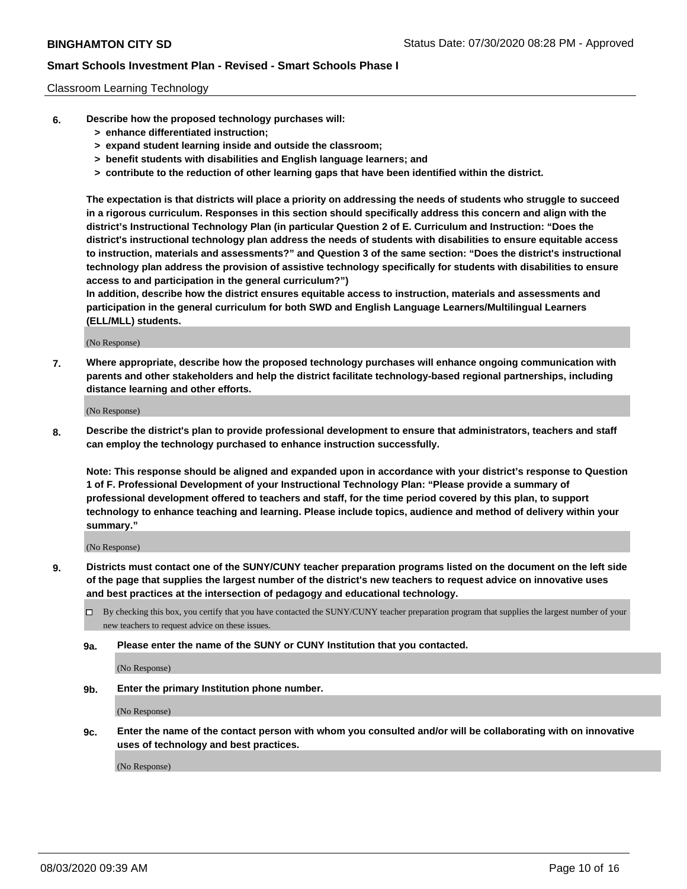Classroom Learning Technology

**6. Describe how the proposed technology purchases will:**
- **> enhance differentiated instruction;**
- **> expand student learning inside and outside the classroom;**
- **> benefit students with disabilities and English language learners; and**
- **> contribute to the reduction of other learning gaps that have been identified within the district.**

**The expectation is that districts will place a priority on addressing the needs of students who struggle to succeed in a rigorous curriculum. Responses in this section should specifically address this concern and align with the district's Instructional Technology Plan (in particular Question 2 of E. Curriculum and Instruction: "Does the district's instructional technology plan address the needs of students with disabilities to ensure equitable access to instruction, materials and assessments?" and Question 3 of the same section: "Does the district's instructional technology plan address the provision of assistive technology specifically for students with disabilities to ensure access to and participation in the general curriculum?")**

**In addition, describe how the district ensures equitable access to instruction, materials and assessments and participation in the general curriculum for both SWD and English Language Learners/Multilingual Learners (ELL/MLL) students.**

(No Response)

**7. Where appropriate, describe how the proposed technology purchases will enhance ongoing communication with parents and other stakeholders and help the district facilitate technology-based regional partnerships, including distance learning and other efforts.**

(No Response)

**8. Describe the district's plan to provide professional development to ensure that administrators, teachers and staff can employ the technology purchased to enhance instruction successfully.**

**Note: This response should be aligned and expanded upon in accordance with your district's response to Question 1 of F. Professional Development of your Instructional Technology Plan: "Please provide a summary of professional development offered to teachers and staff, for the time period covered by this plan, to support technology to enhance teaching and learning. Please include topics, audience and method of delivery within your summary."**

(No Response)

**9. Districts must contact one of the SUNY/CUNY teacher preparation programs listed on the document on the left side of the page that supplies the largest number of the district's new teachers to request advice on innovative uses and best practices at the intersection of pedagogy and educational technology.**

☐ By checking this box, you certify that you have contacted the SUNY/CUNY teacher preparation program that supplies the largest number of your new teachers to request advice on these issues.

**9a. Please enter the name of the SUNY or CUNY Institution that you contacted.**

(No Response)

**9b. Enter the primary Institution phone number.**

(No Response)

**9c. Enter the name of the contact person with whom you consulted and/or will be collaborating with on innovative uses of technology and best practices.**

(No Response)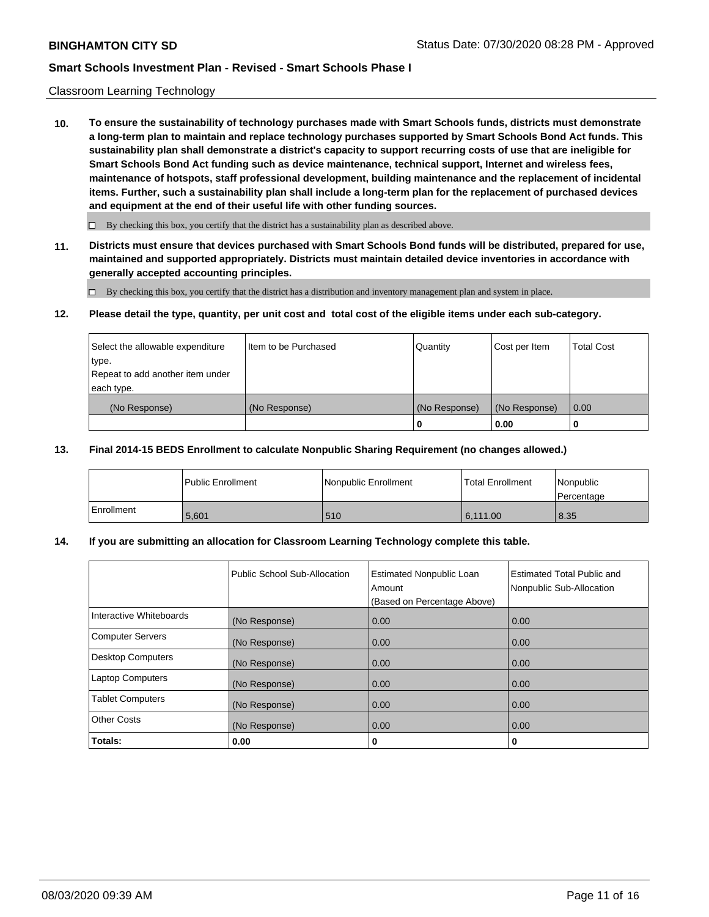Classroom Learning Technology

**10. To ensure the sustainability of technology purchases made with Smart Schools funds, districts must demonstrate a long-term plan to maintain and replace technology purchases supported by Smart Schools Bond Act funds. This sustainability plan shall demonstrate a district's capacity to support recurring costs of use that are ineligible for Smart Schools Bond Act funding such as device maintenance, technical support, Internet and wireless fees, maintenance of hotspots, staff professional development, building maintenance and the replacement of incidental items. Further, such a sustainability plan shall include a long-term plan for the replacement of purchased devices and equipment at the end of their useful life with other funding sources.**

☐ By checking this box, you certify that the district has a sustainability plan as described above.

**11. Districts must ensure that devices purchased with Smart Schools Bond funds will be distributed, prepared for use, maintained and supported appropriately. Districts must maintain detailed device inventories in accordance with generally accepted accounting principles.**

☐ By checking this box, you certify that the district has a distribution and inventory management plan and system in place.

**12. Please detail the type, quantity, per unit cost and total cost of the eligible items under each sub-category.**

| Select the allowable expenditure type. Repeat to add another item under each type. | Item to be Purchased | Quantity | Cost per Item | Total Cost |
|---|---|---|---|---|
| (No Response) | (No Response) | (No Response) | (No Response) | 0.00 |
| | | **0** | **0.00** | **0** |

**13. Final 2014-15 BEDS Enrollment to calculate Nonpublic Sharing Requirement (no changes allowed.)**

| | Public Enrollment | Nonpublic Enrollment | Total Enrollment | Nonpublic Percentage |
|---|---|---|---|---|
| Enrollment | 5,601 | 510 | 6,111.00 | 8.35 |

**14. If you are submitting an allocation for Classroom Learning Technology complete this table.**

| | Public School Sub-Allocation | Estimated Nonpublic Loan Amount (Based on Percentage Above) | Estimated Total Public and Nonpublic Sub-Allocation |
|---|---|---|---|
| Interactive Whiteboards | (No Response) | 0.00 | 0.00 |
| Computer Servers | (No Response) | 0.00 | 0.00 |
| Desktop Computers | (No Response) | 0.00 | 0.00 |
| Laptop Computers | (No Response) | 0.00 | 0.00 |
| Tablet Computers | (No Response) | 0.00 | 0.00 |
| Other Costs | (No Response) | 0.00 | 0.00 |
| **Totals:** | **0.00** | **0** | **0** |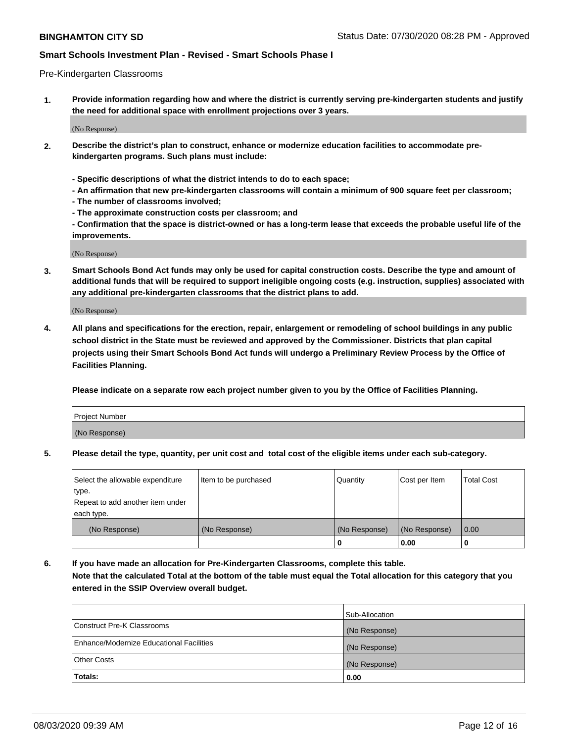Pre-Kindergarten Classrooms

**1. Provide information regarding how and where the district is currently serving pre-kindergarten students and justify the need for additional space with enrollment projections over 3 years.**

(No Response)

**2. Describe the district's plan to construct, enhance or modernize education facilities to accommodate pre-kindergarten programs. Such plans must include:**

**- Specific descriptions of what the district intends to do to each space;**
**- An affirmation that new pre-kindergarten classrooms will contain a minimum of 900 square feet per classroom;**
**- The number of classrooms involved;**
**- The approximate construction costs per classroom; and**
**- Confirmation that the space is district-owned or has a long-term lease that exceeds the probable useful life of the improvements.**

(No Response)

**3. Smart Schools Bond Act funds may only be used for capital construction costs. Describe the type and amount of additional funds that will be required to support ineligible ongoing costs (e.g. instruction, supplies) associated with any additional pre-kindergarten classrooms that the district plans to add.**

(No Response)

**4. All plans and specifications for the erection, repair, enlargement or remodeling of school buildings in any public school district in the State must be reviewed and approved by the Commissioner. Districts that plan capital projects using their Smart Schools Bond Act funds will undergo a Preliminary Review Process by the Office of Facilities Planning.**

**Please indicate on a separate row each project number given to you by the Office of Facilities Planning.**

| Project Number |
|---|
| (No Response) |

**5. Please detail the type, quantity, per unit cost and total cost of the eligible items under each sub-category.**

| Select the allowable expenditure type. Repeat to add another item under each type. | Item to be purchased | Quantity | Cost per Item | Total Cost |
|---|---|---|---|---|
| (No Response) | (No Response) | (No Response) | (No Response) | 0.00 |
| | | 0 | 0.00 | 0 |

**6. If you have made an allocation for Pre-Kindergarten Classrooms, complete this table.**
**Note that the calculated Total at the bottom of the table must equal the Total allocation for this category that you entered in the SSIP Overview overall budget.**

| | Sub-Allocation |
|---|---|
| Construct Pre-K Classrooms | (No Response) |
| Enhance/Modernize Educational Facilities | (No Response) |
| Other Costs | (No Response) |
| **Totals:** | **0.00** |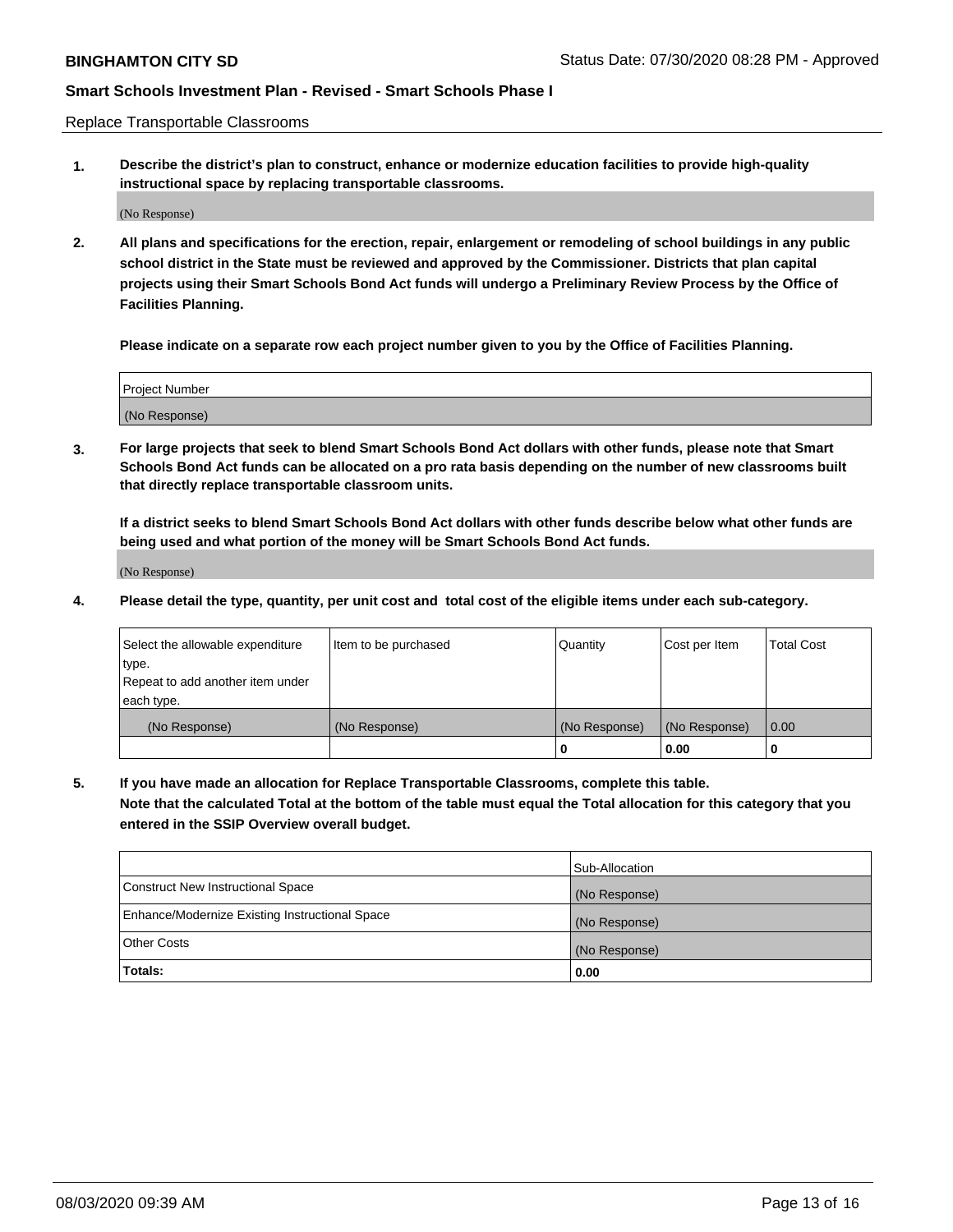Replace Transportable Classrooms

1. **Describe the district's plan to construct, enhance or modernize education facilities to provide high-quality instructional space by replacing transportable classrooms.**

(No Response)

2. **All plans and specifications for the erection, repair, enlargement or remodeling of school buildings in any public school district in the State must be reviewed and approved by the Commissioner. Districts that plan capital projects using their Smart Schools Bond Act funds will undergo a Preliminary Review Process by the Office of Facilities Planning.**

**Please indicate on a separate row each project number given to you by the Office of Facilities Planning.**

| Project Number |
| --- |
| (No Response) |

3. **For large projects that seek to blend Smart Schools Bond Act dollars with other funds, please note that Smart Schools Bond Act funds can be allocated on a pro rata basis depending on the number of new classrooms built that directly replace transportable classroom units.**

**If a district seeks to blend Smart Schools Bond Act dollars with other funds describe below what other funds are being used and what portion of the money will be Smart Schools Bond Act funds.**

(No Response)

4. **Please detail the type, quantity, per unit cost and total cost of the eligible items under each sub-category.**

| Select the allowable expenditure type. Repeat to add another item under each type. | Item to be purchased | Quantity | Cost per Item | Total Cost |
| --- | --- | --- | --- | --- |
| (No Response) | (No Response) | (No Response) | (No Response) | 0.00 |
| | | **0** | **0.00** | **0** |

5. **If you have made an allocation for Replace Transportable Classrooms, complete this table. Note that the calculated Total at the bottom of the table must equal the Total allocation for this category that you entered in the SSIP Overview overall budget.**

| | Sub-Allocation |
| --- | --- |
| Construct New Instructional Space | (No Response) |
| Enhance/Modernize Existing Instructional Space | (No Response) |
| Other Costs | (No Response) |
| **Totals:** | **0.00** |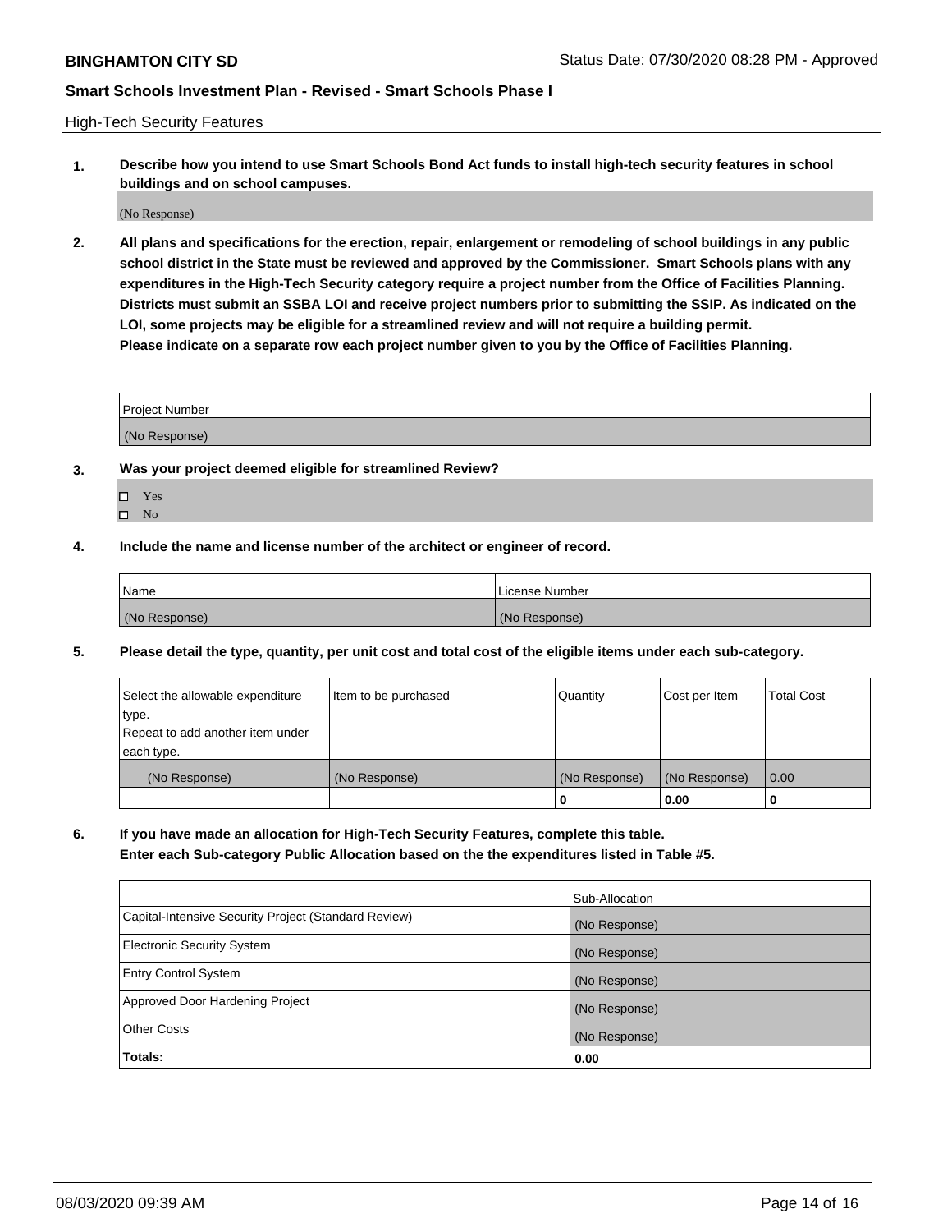**BINGHAMTON CITY SD** Status Date: 07/30/2020 08:28 PM - Approved

**Smart Schools Investment Plan - Revised - Smart Schools Phase I**

High-Tech Security Features

**1. Describe how you intend to use Smart Schools Bond Act funds to install high-tech security features in school buildings and on school campuses.**

(No Response)

**2. All plans and specifications for the erection, repair, enlargement or remodeling of school buildings in any public school district in the State must be reviewed and approved by the Commissioner. Smart Schools plans with any expenditures in the High-Tech Security category require a project number from the Office of Facilities Planning. Districts must submit an SSBA LOI and receive project numbers prior to submitting the SSIP. As indicated on the LOI, some projects may be eligible for a streamlined review and will not require a building permit.**
**Please indicate on a separate row each project number given to you by the Office of Facilities Planning.**

| Project Number |
|---|
| (No Response) |

**3. Was your project deemed eligible for streamlined Review?**

- ☐ Yes
- ☐ No

**4. Include the name and license number of the architect or engineer of record.**

| Name | License Number |
|---|---|
| (No Response) | (No Response) |

**5. Please detail the type, quantity, per unit cost and total cost of the eligible items under each sub-category.**

| Select the allowable expenditure type. Repeat to add another item under each type. | Item to be purchased | Quantity | Cost per Item | Total Cost |
|---|---|---|---|---|
| (No Response) | (No Response) | (No Response) | (No Response) | 0.00 |
| | | 0 | 0.00 | 0 |

**6. If you have made an allocation for High-Tech Security Features, complete this table.**
**Enter each Sub-category Public Allocation based on the the expenditures listed in Table #5.**

| | Sub-Allocation |
|---|---|
| Capital-Intensive Security Project (Standard Review) | (No Response) |
| Electronic Security System | (No Response) |
| Entry Control System | (No Response) |
| Approved Door Hardening Project | (No Response) |
| Other Costs | (No Response) |
| **Totals:** | **0.00** |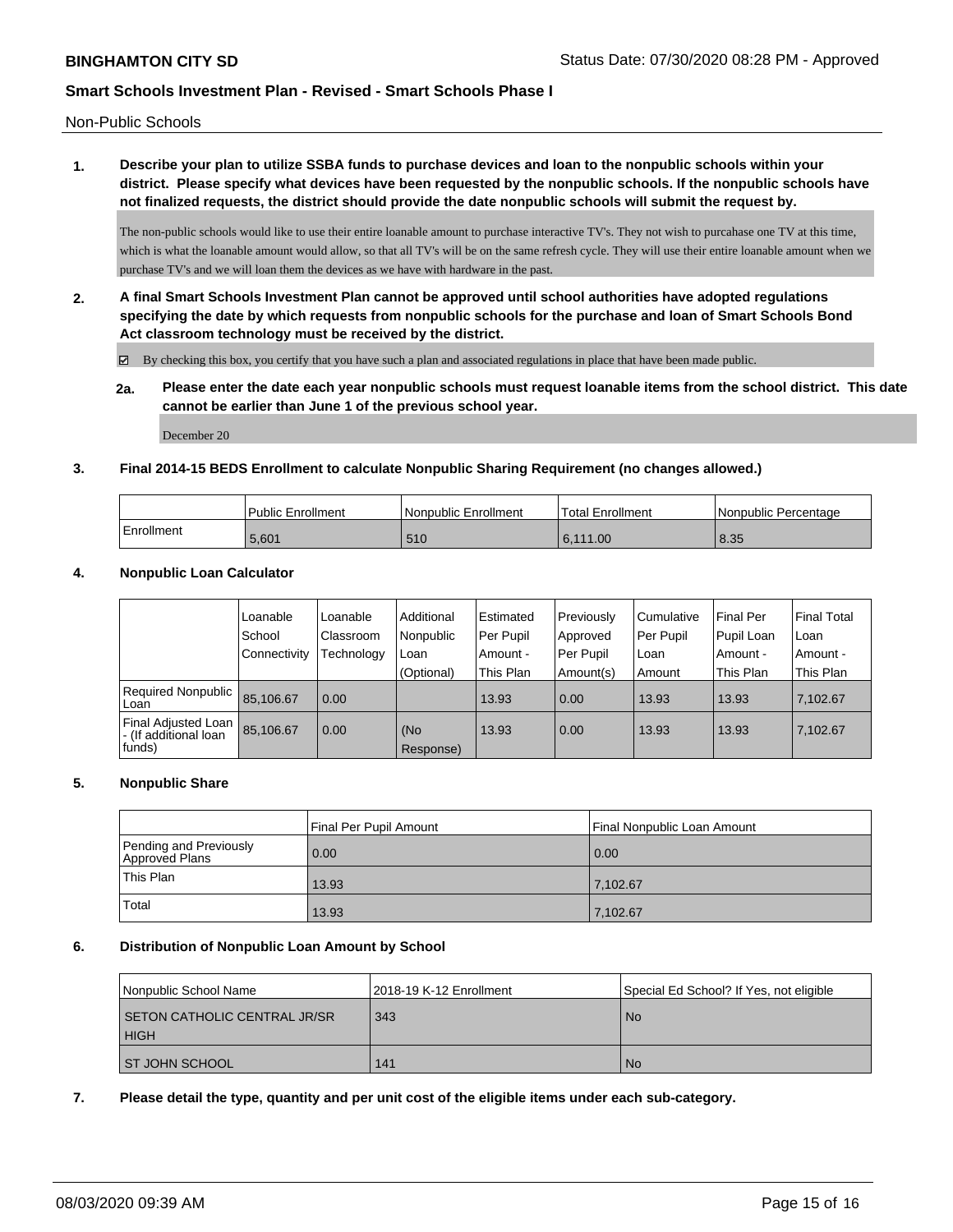Non-Public Schools

**1. Describe your plan to utilize SSBA funds to purchase devices and loan to the nonpublic schools within your district. Please specify what devices have been requested by the nonpublic schools. If the nonpublic schools have not finalized requests, the district should provide the date nonpublic schools will submit the request by.**

The non-public schools would like to use their entire loanable amount to purchase interactive TV's. They not wish to purcahase one TV at this time, which is what the loanable amount would allow, so that all TV's will be on the same refresh cycle. They will use their entire loanable amount when we purchase TV's and we will loan them the devices as we have with hardware in the past.

**2. A final Smart Schools Investment Plan cannot be approved until school authorities have adopted regulations specifying the date by which requests from nonpublic schools for the purchase and loan of Smart Schools Bond Act classroom technology must be received by the district.**

☑ By checking this box, you certify that you have such a plan and associated regulations in place that have been made public.

**2a. Please enter the date each year nonpublic schools must request loanable items from the school district. This date cannot be earlier than June 1 of the previous school year.**

December 20

**3. Final 2014-15 BEDS Enrollment to calculate Nonpublic Sharing Requirement (no changes allowed.)**

| | Public Enrollment | Nonpublic Enrollment | Total Enrollment | Nonpublic Percentage |
|---|---|---|---|---|
| Enrollment | 5,601 | 510 | 6,111.00 | 8.35 |

**4. Nonpublic Loan Calculator**

| | Loanable School Connectivity | Loanable Classroom Technology | Additional Nonpublic Loan (Optional) | Estimated Per Pupil Amount - This Plan | Previously Approved Per Pupil Amount(s) | Cumulative Per Pupil Loan Amount | Final Per Pupil Loan Amount - This Plan | Final Total Loan Amount - This Plan |
|---|---|---|---|---|---|---|---|---|
| Required Nonpublic Loan | 85,106.67 | 0.00 | | 13.93 | 0.00 | 13.93 | 13.93 | 7,102.67 |
| Final Adjusted Loan - (If additional loan funds) | 85,106.67 | 0.00 | (No Response) | 13.93 | 0.00 | 13.93 | 13.93 | 7,102.67 |

**5. Nonpublic Share**

| | Final Per Pupil Amount | Final Nonpublic Loan Amount |
|---|---|---|
| Pending and Previously Approved Plans | 0.00 | 0.00 |
| This Plan | 13.93 | 7,102.67 |
| Total | 13.93 | 7,102.67 |

**6. Distribution of Nonpublic Loan Amount by School**

| Nonpublic School Name | 2018-19 K-12 Enrollment | Special Ed School? If Yes, not eligible |
|---|---|---|
| SETON CATHOLIC CENTRAL JR/SR HIGH | 343 | No |
| ST JOHN SCHOOL | 141 | No |

**7. Please detail the type, quantity and per unit cost of the eligible items under each sub-category.**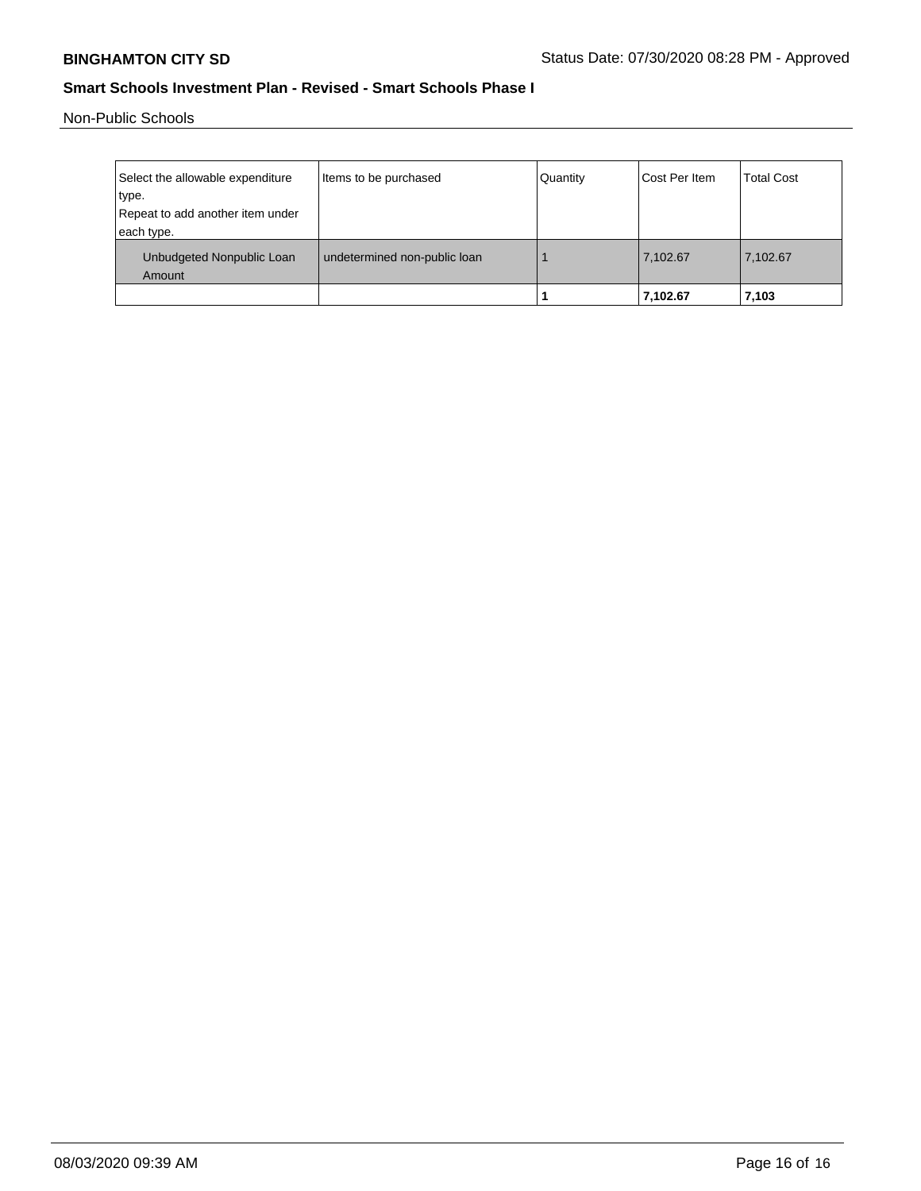Non-Public Schools

| Select the allowable expenditure type.<br>Repeat to add another item under each type. | Items to be purchased | Quantity | Cost Per Item | Total Cost |
|---|---|---|---|---|
| Unbudgeted Nonpublic Loan Amount | undetermined non-public loan | 1 | 7,102.67 | 7,102.67 |
| | | **1** | **7,102.67** | **7,103** |